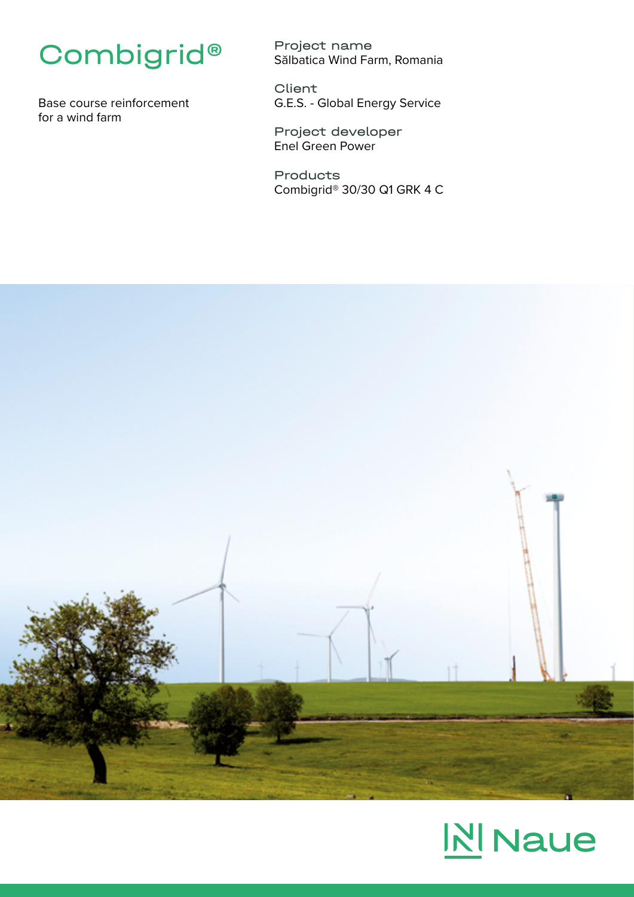# Combigrid®

Base course reinforcement for a wind farm

**Project name**
Sălbatica Wind Farm, Romania

**Client**
G.E.S. - Global Energy Service

**Project developer**
Enel Green Power

**Products**
Combigrid® 30/30 Q1 GRK 4 C

Naue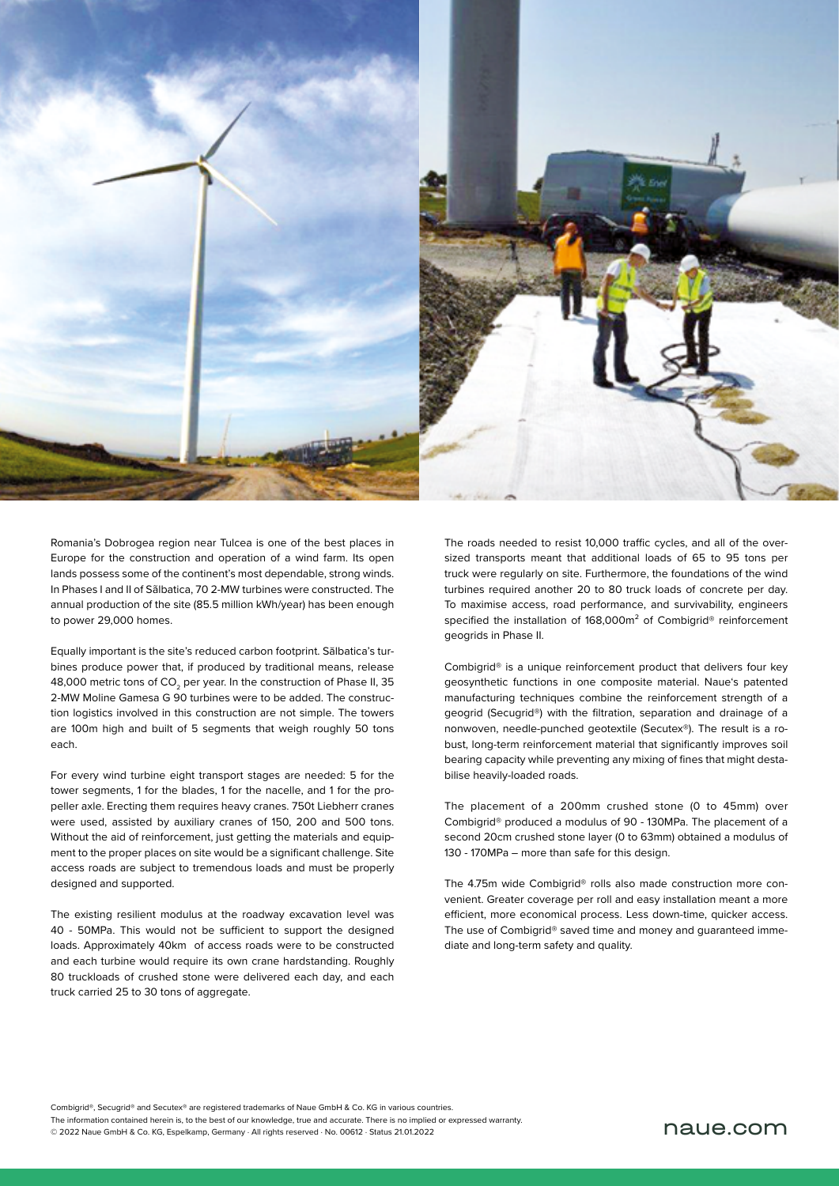Romania's Dobrogea region near Tulcea is one of the best places in Europe for the construction and operation of a wind farm. Its open lands possess some of the continent's most dependable, strong winds. In Phases I and II of Sălbatica, 70 2-MW turbines were constructed. The annual production of the site (85.5 million kWh/year) has been enough to power 29,000 homes.

Equally important is the site's reduced carbon footprint. Sălbatica's turbines produce power that, if produced by traditional means, release 48,000 metric tons of $CO_2$ per year. In the construction of Phase II, 35 2-MW Moline Gamesa G 90 turbines were to be added. The construction logistics involved in this construction are not simple. The towers are 100m high and built of 5 segments that weigh roughly 50 tons each.

For every wind turbine eight transport stages are needed: 5 for the tower segments, 1 for the blades, 1 for the nacelle, and 1 for the propeller axle. Erecting them requires heavy cranes. 750t Liebherr cranes were used, assisted by auxiliary cranes of 150, 200 and 500 tons. Without the aid of reinforcement, just getting the materials and equipment to the proper places on site would be a significant challenge. Site access roads are subject to tremendous loads and must be properly designed and supported.

The existing resilient modulus at the roadway excavation level was 40 - 50MPa. This would not be sufficient to support the designed loads. Approximately 40km of access roads were to be constructed and each turbine would require its own crane hardstanding. Roughly 80 truckloads of crushed stone were delivered each day, and each truck carried 25 to 30 tons of aggregate.

The roads needed to resist 10,000 traffic cycles, and all of the oversized transports meant that additional loads of 65 to 95 tons per truck were regularly on site. Furthermore, the foundations of the wind turbines required another 20 to 80 truck loads of concrete per day. To maximise access, road performance, and survivability, engineers specified the installation of 168,000m² of Combigrid® reinforcement geogrids in Phase II.

Combigrid® is a unique reinforcement product that delivers four key geosynthetic functions in one composite material. Naue's patented manufacturing techniques combine the reinforcement strength of a geogrid (Secugrid®) with the filtration, separation and drainage of a nonwoven, needle-punched geotextile (Secutex®). The result is a robust, long-term reinforcement material that significantly improves soil bearing capacity while preventing any mixing of fines that might destabilise heavily-loaded roads.

The placement of a 200mm crushed stone (0 to 45mm) over Combigrid® produced a modulus of 90 - 130MPa. The placement of a second 20cm crushed stone layer (0 to 63mm) obtained a modulus of 130 - 170MPa – more than safe for this design.

The 4.75m wide Combigrid® rolls also made construction more convenient. Greater coverage per roll and easy installation meant a more efficient, more economical process. Less down-time, quicker access. The use of Combigrid® saved time and money and guaranteed immediate and long-term safety and quality.

Combigrid®, Secugrid® and Secutex® are registered trademarks of Naue GmbH & Co. KG in various countries.
The information contained herein is, to the best of our knowledge, true and accurate. There is no implied or expressed warranty.
© 2022 Naue GmbH & Co. KG, Espelkamp, Germany · All rights reserved · No. 00612 · Status 21.01.2022

naue.com